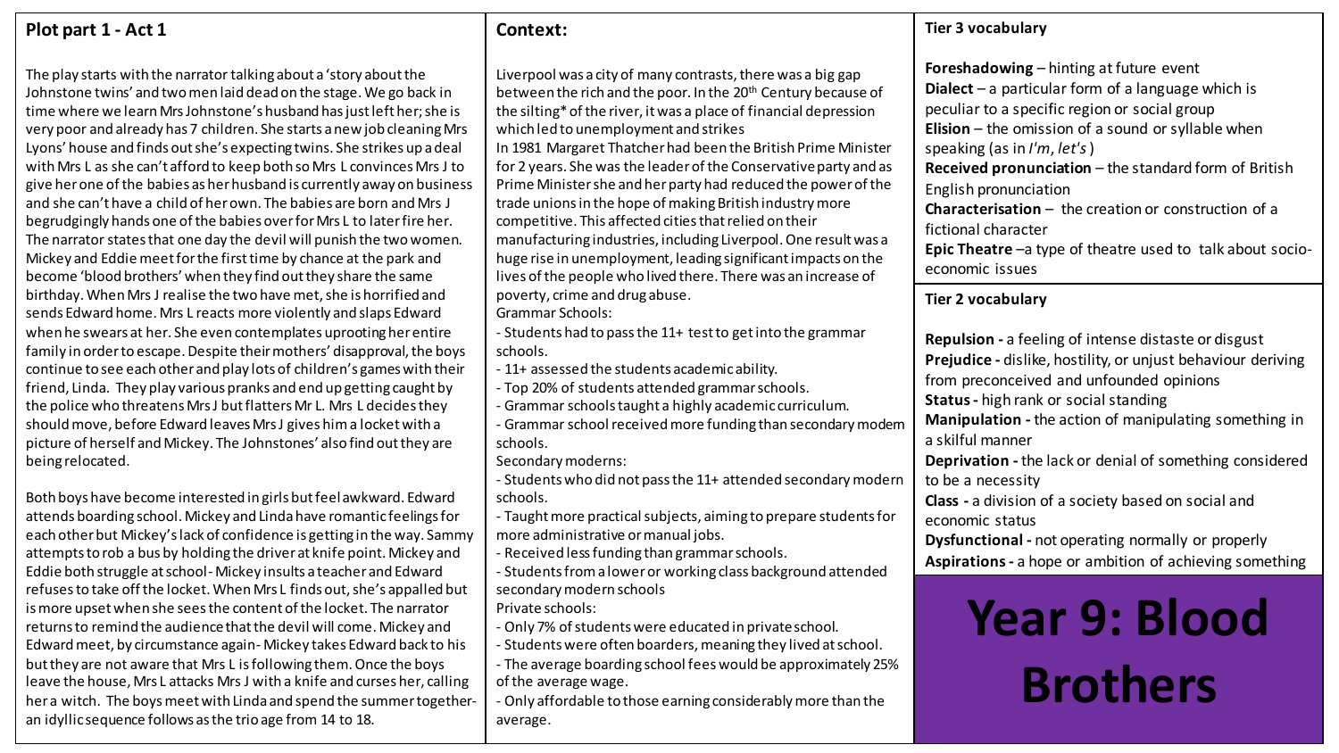# Year 9: Blood Brothers

## Plot part 1 - Act 1

The play starts with the narrator talking about a 'story about the Johnstone twins' and two men laid dead on the stage. We go back in time where we learn Mrs Johnstone's husband has just left her; she is very poor and already has 7 children. She starts a new job cleaning Mrs Lyons' house and finds out she's expecting twins. She strikes up a deal with Mrs L as she can't afford to keep both so Mrs L convinces Mrs J to give her one of the babies as her husband is currently away on business and she can't have a child of her own. The babies are born and Mrs J begrudgingly hands one of the babies over for Mrs L to later fire her. The narrator states that one day the devil will punish the two women. Mickey and Eddie meet for the first time by chance at the park and become 'blood brothers' when they find out they share the same birthday. When Mrs J realise the two have met, she is horrified and sends Edward home. Mrs L reacts more violently and slaps Edward when he swears at her. She even contemplates uprooting her entire family in order to escape. Despite their mothers' disapproval, the boys continue to see each other and play lots of children's games with their friend, Linda. They play various pranks and end up getting caught by the police who threatens Mrs J but flatters Mr L. Mrs L decides they should move, before Edward leaves Mrs J gives him a locket with a picture of herself and Mickey. The Johnstones' also find out they are being relocated.

Both boys have become interested in girls but feel awkward. Edward attends boarding school. Mickey and Linda have romantic feelings for each other but Mickey's lack of confidence is getting in the way. Sammy attempts to rob a bus by holding the driver at knife point. Mickey and Eddie both struggle at school - Mickey insults a teacher and Edward refuses to take off the locket. When Mrs L finds out, she's appalled but is more upset when she sees the content of the locket. The narrator returns to remind the audience that the devil will come. Mickey and Edward meet, by circumstance again - Mickey takes Edward back to his but they are not aware that Mrs L is following them. Once the boys leave the house, Mrs L attacks Mrs J with a knife and curses her, calling her a witch. The boys meet with Linda and spend the summer together - an idyllic sequence follows as the trio age from 14 to 18.

## Context:

Liverpool was a city of many contrasts, there was a big gap between the rich and the poor. In the 20th Century because of the silting* of the river, it was a place of financial depression which led to unemployment and strikes

In 1981 Margaret Thatcher had been the British Prime Minister for 2 years. She was the leader of the Conservative party and as Prime Minister she and her party had reduced the power of the trade unions in the hope of making British industry more competitive. This affected cities that relied on their manufacturing industries, including Liverpool. One result was a huge rise in unemployment, leading significant impacts on the lives of the people who lived there. There was an increase of poverty, crime and drug abuse.

Grammar Schools:

- Students had to pass the 11+ test to get into the grammar schools.
- 11+ assessed the students academic ability.
- Top 20% of students attended grammar schools.
- Grammar schools taught a highly academic curriculum.
- Grammar school received more funding than secondary modern schools.

Secondary moderns:

- Students who did not pass the 11+ attended secondary modern schools.
- Taught more practical subjects, aiming to prepare students for more administrative or manual jobs.
- Received less funding than grammar schools.
- Students from a lower or working class background attended secondary modern schools

Private schools:

- Only 7% of students were educated in private school.
- Students were often boarders, meaning they lived at school.
- The average boarding school fees would be approximately 25% of the average wage.
- Only affordable to those earning considerably more than the average.

## Tier 3 vocabulary

**Foreshadowing** – hinting at future event
**Dialect** – a particular form of a language which is peculiar to a specific region or social group
**Elision** – the omission of a sound or syllable when speaking (as in *I'm*, *let's*)
**Received pronunciation** – the standard form of British English pronunciation
**Characterisation** – the creation or construction of a fictional character
**Epic Theatre** – a type of theatre used to talk about socio-economic issues

## Tier 2 vocabulary

**Repulsion -** a feeling of intense distaste or disgust
**Prejudice -** dislike, hostility, or unjust behaviour deriving from preconceived and unfounded opinions
**Status -** high rank or social standing
**Manipulation -** the action of manipulating something in a skilful manner
**Deprivation -** the lack or denial of something considered to be a necessity
**Class -** a division of a society based on social and economic status
**Dysfunctional -** not operating normally or properly
**Aspirations -** a hope or ambition of achieving something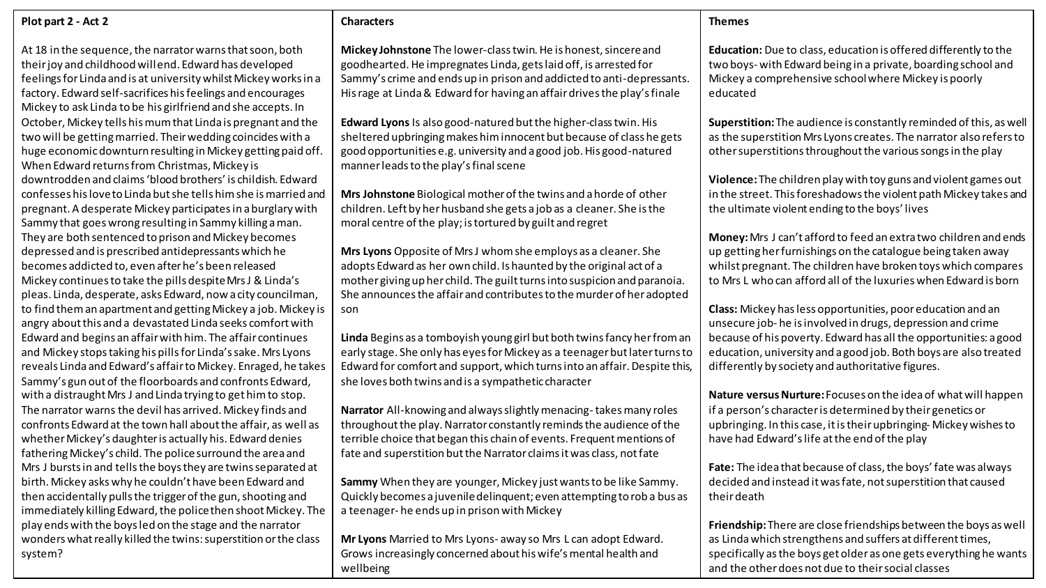| Plot part 2 - Act 2 | Characters | Themes |
|---|---|---|
| At 18 in the sequence, the narrator warns that soon, both their joy and childhood will end. Edward has developed feelings for Linda and is at university whilst Mickey works in a factory. Edward self-sacrifices his feelings and encourages Mickey to ask Linda to be his girlfriend and she accepts. In October, Mickey tells his mum that Linda is pregnant and the two will be getting married. Their wedding coincides with a huge economic downturn resulting in Mickey getting paid off. When Edward returns from Christmas, Mickey is downtrodden and claims 'blood brothers' is childish. Edward confesses his love to Linda but she tells him she is married and pregnant. A desperate Mickey participates in a burglary with Sammy that goes wrong resulting in Sammy killing a man. They are both sentenced to prison and Mickey becomes depressed and is prescribed antidepressants which he becomes addicted to, even after he's been released Mickey continues to take the pills despite Mrs J & Linda's pleas. Linda, desperate, asks Edward, now a city councilman, to find them an apartment and getting Mickey a job. Mickey is angry about this and a devastated Linda seeks comfort with Edward and begins an affair with him. The affair continues and Mickey stops taking his pills for Linda's sake. Mrs Lyons reveals Linda and Edward's affair to Mickey. Enraged, he takes Sammy's gun out of the floorboards and confronts Edward, with a distraught Mrs J and Linda trying to get him to stop. The narrator warns the devil has arrived. Mickey finds and confronts Edward at the town hall about the affair, as well as whether Mickey's daughter is actually his. Edward denies fathering Mickey's child. The police surround the area and Mrs J bursts in and tells the boys they are twins separated at birth. Mickey asks why he couldn't have been Edward and then accidentally pulls the trigger of the gun, shooting and immediately killing Edward, the police then shoot Mickey. The play ends with the boys led on the stage and the narrator wonders what really killed the twins: superstition or the class system? | **Mickey Johnstone** The lower-class twin. He is honest, sincere and goodhearted. He impregnates Linda, gets laid off, is arrested for Sammy's crime and ends up in prison and addicted to anti-depressants. His rage at Linda & Edward for having an affair drives the play's finale<br><br>**Edward Lyons** Is also good-natured but the higher-class twin. His sheltered upbringing makes him innocent but because of class he gets good opportunities e.g. university and a good job. His good-natured manner leads to the play's final scene<br><br>**Mrs Johnstone** Biological mother of the twins and a horde of other children. Left by her husband she gets a job as a cleaner. She is the moral centre of the play; is tortured by guilt and regret<br><br>**Mrs Lyons** Opposite of Mrs J whom she employs as a cleaner. She adopts Edward as her own child. Is haunted by the original act of a mother giving up her child. The guilt turns into suspicion and paranoia. She announces the affair and contributes to the murder of her adopted son<br><br>**Linda** Begins as a tomboyish young girl but both twins fancy her from an early stage. She only has eyes for Mickey as a teenager but later turns to Edward for comfort and support, which turns into an affair. Despite this, she loves both twins and is a sympathetic character<br><br>**Narrator** All-knowing and always slightly menacing- takes many roles throughout the play. Narrator constantly reminds the audience of the terrible choice that began this chain of events. Frequent mentions of fate and superstition but the Narrator claims it was class, not fate<br><br>**Sammy** When they are younger, Mickey just wants to be like Sammy. Quickly becomes a juvenile delinquent; even attempting to rob a bus as a teenager- he ends up in prison with Mickey<br><br>**Mr Lyons** Married to Mrs Lyons- away so Mrs L can adopt Edward. Grows increasingly concerned about his wife's mental health and wellbeing | **Education:** Due to class, education is offered differently to the two boys- with Edward being in a private, boarding school and Mickey a comprehensive school where Mickey is poorly educated<br><br>**Superstition:** The audience is constantly reminded of this, as well as the superstition Mrs Lyons creates. The narrator also refers to other superstitions throughout the various songs in the play<br><br>**Violence:** The children play with toy guns and violent games out in the street. This foreshadows the violent path Mickey takes and the ultimate violent ending to the boys' lives<br><br>**Money:** Mrs J can't afford to feed an extra two children and ends up getting her furnishings on the catalogue being taken away whilst pregnant. The children have broken toys which compares to Mrs L who can afford all of the luxuries when Edward is born<br><br>**Class:** Mickey has less opportunities, poor education and an unsecure job- he is involved in drugs, depression and crime because of his poverty. Edward has all the opportunities: a good education, university and a good job. Both boys are also treated differently by society and authoritative figures.<br><br>**Nature versus Nurture:** Focuses on the idea of what will happen if a person's character is determined by their genetics or upbringing. In this case, it is their upbringing- Mickey wishes to have had Edward's life at the end of the play<br><br>**Fate:** The idea that because of class, the boys' fate was always decided and instead it was fate, not superstition that caused their death<br><br>**Friendship:** There are close friendships between the boys as well as Linda which strengthens and suffers at different times, specifically as the boys get older as one gets everything he wants and the other does not due to their social classes |